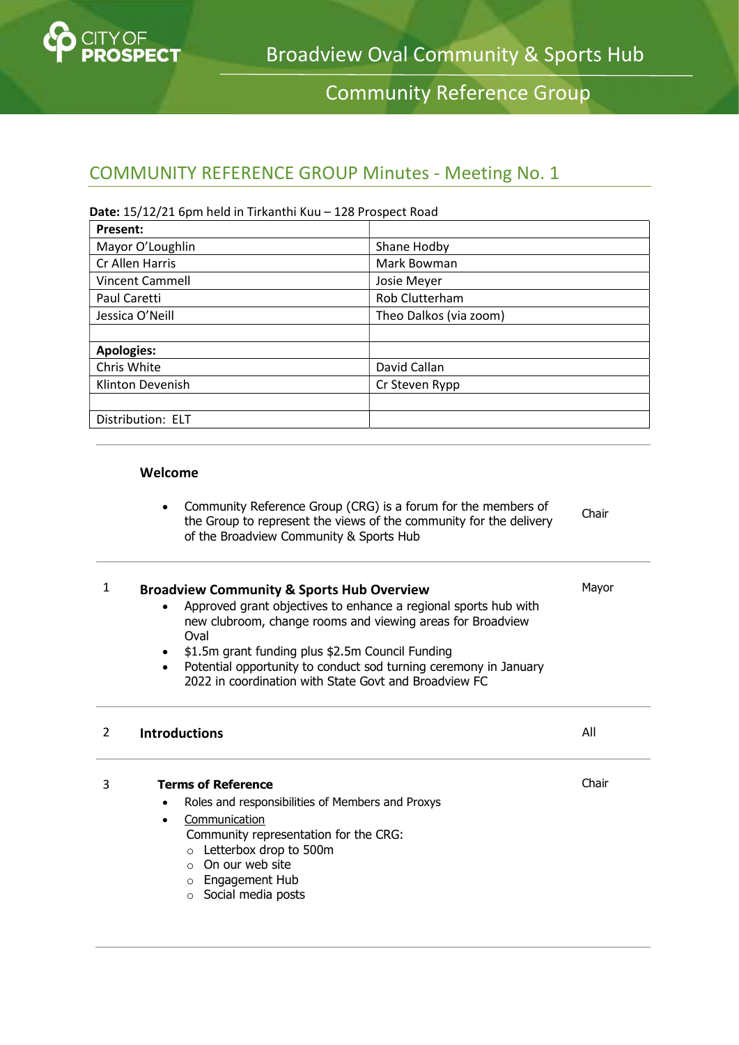# Broadview Oval Community & Sports Hub

## Community Reference Group

## COMMUNITY REFERENCE GROUP Minutes - Meeting No. 1

**Date:** 15/12/21 6pm held in Tirkanthi Kuu – 128 Prospect Road

| **Present:** | |
|---|---|
| Mayor O'Loughlin | Shane Hodby |
| Cr Allen Harris | Mark Bowman |
| Vincent Cammell | Josie Meyer |
| Paul Caretti | Rob Clutterham |
| Jessica O'Neill | Theo Dalkos (via zoom) |
| | |
| **Apologies:** | |
| Chris White | David Callan |
| Klinton Devenish | Cr Steven Rypp |
| | |
| Distribution: ELT | |

---

### Welcome

- Community Reference Group (CRG) is a forum for the members of the Group to represent the views of the community for the delivery of the Broadview Community & Sports Hub — *Chair*

---

### 1 Broadview Community & Sports Hub Overview — *Mayor*

- Approved grant objectives to enhance a regional sports hub with new clubroom, change rooms and viewing areas for Broadview Oval
- $1.5m grant funding plus $2.5m Council Funding
- Potential opportunity to conduct sod turning ceremony in January 2022 in coordination with State Govt and Broadview FC

---

### 2 Introductions — *All*

---

### 3 Terms of Reference — *Chair*

- Roles and responsibilities of Members and Proxys
- Communication
  
  Community representation for the CRG:
  - Letterbox drop to 500m
  - On our web site
  - Engagement Hub
  - Social media posts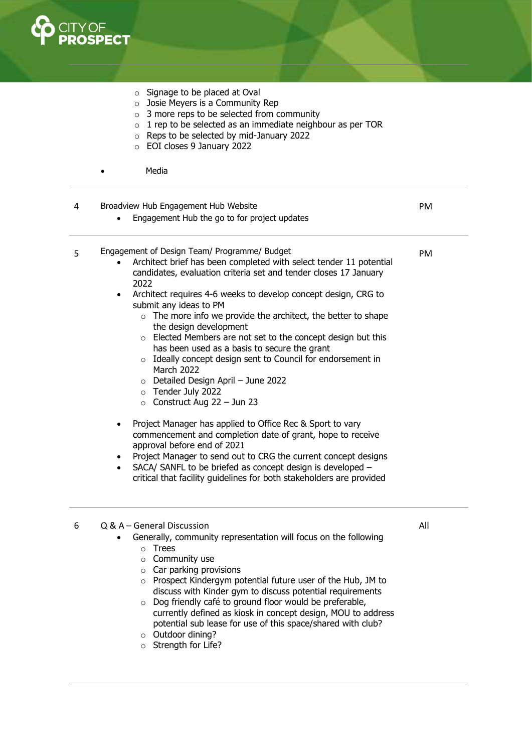- Signage to be placed at Oval
  - Josie Meyers is a Community Rep
  - 3 more reps to be selected from community
  - 1 rep to be selected as an immediate neighbour as per TOR
  - Reps to be selected by mid-January 2022
  - EOI closes 9 January 2022

- Media

| | | |
|---|---|---|
| 4 | Broadview Hub Engagement Hub Website<br>• Engagement Hub the go to for project updates | PM |
| 5 | Engagement of Design Team/ Programme/ Budget<br>• Architect brief has been completed with select tender 11 potential candidates, evaluation criteria set and tender closes 17 January 2022<br>• Architect requires 4-6 weeks to develop concept design, CRG to submit any ideas to PM<br>○ The more info we provide the architect, the better to shape the design development<br>○ Elected Members are not set to the concept design but this has been used as a basis to secure the grant<br>○ Ideally concept design sent to Council for endorsement in March 2022<br>○ Detailed Design April – June 2022<br>○ Tender July 2022<br>○ Construct Aug 22 – Jun 23<br>• Project Manager has applied to Office Rec & Sport to vary commencement and completion date of grant, hope to receive approval before end of 2021<br>• Project Manager to send out to CRG the current concept designs<br>• SACA/ SANFL to be briefed as concept design is developed – critical that facility guidelines for both stakeholders are provided | PM |
| 6 | Q & A – General Discussion<br>• Generally, community representation will focus on the following<br>○ Trees<br>○ Community use<br>○ Car parking provisions<br>○ Prospect Kindergym potential future user of the Hub, JM to discuss with Kinder gym to discuss potential requirements<br>○ Dog friendly café to ground floor would be preferable, currently defined as kiosk in concept design, MOU to address potential sub lease for use of this space/shared with club?<br>○ Outdoor dining?<br>○ Strength for Life? | All |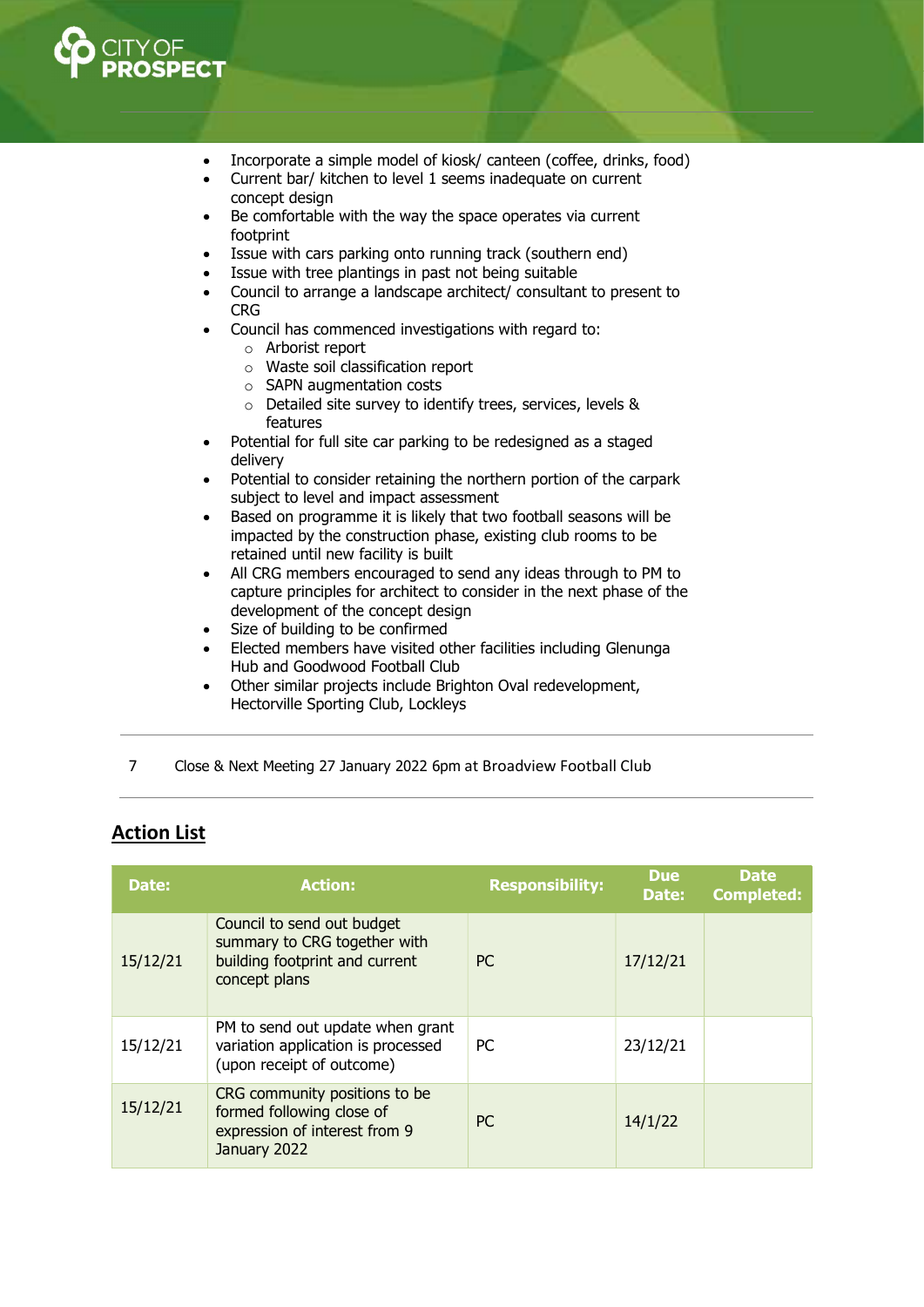- Incorporate a simple model of kiosk/ canteen (coffee, drinks, food)
- Current bar/ kitchen to level 1 seems inadequate on current concept design
- Be comfortable with the way the space operates via current footprint
- Issue with cars parking onto running track (southern end)
- Issue with tree plantings in past not being suitable
- Council to arrange a landscape architect/ consultant to present to CRG
- Council has commenced investigations with regard to:
  - Arborist report
  - Waste soil classification report
  - SAPN augmentation costs
  - Detailed site survey to identify trees, services, levels & features
- Potential for full site car parking to be redesigned as a staged delivery
- Potential to consider retaining the northern portion of the carpark subject to level and impact assessment
- Based on programme it is likely that two football seasons will be impacted by the construction phase, existing club rooms to be retained until new facility is built
- All CRG members encouraged to send any ideas through to PM to capture principles for architect to consider in the next phase of the development of the concept design
- Size of building to be confirmed
- Elected members have visited other facilities including Glenunga Hub and Goodwood Football Club
- Other similar projects include Brighton Oval redevelopment, Hectorville Sporting Club, Lockleys

7 Close & Next Meeting 27 January 2022 6pm at Broadview Football Club

## Action List

| Date: | Action: | Responsibility: | Due Date: | Date Completed: |
|---|---|---|---|---|
| 15/12/21 | Council to send out budget summary to CRG together with building footprint and current concept plans | PC | 17/12/21 | |
| 15/12/21 | PM to send out update when grant variation application is processed (upon receipt of outcome) | PC | 23/12/21 | |
| 15/12/21 | CRG community positions to be formed following close of expression of interest from 9 January 2022 | PC | 14/1/22 | |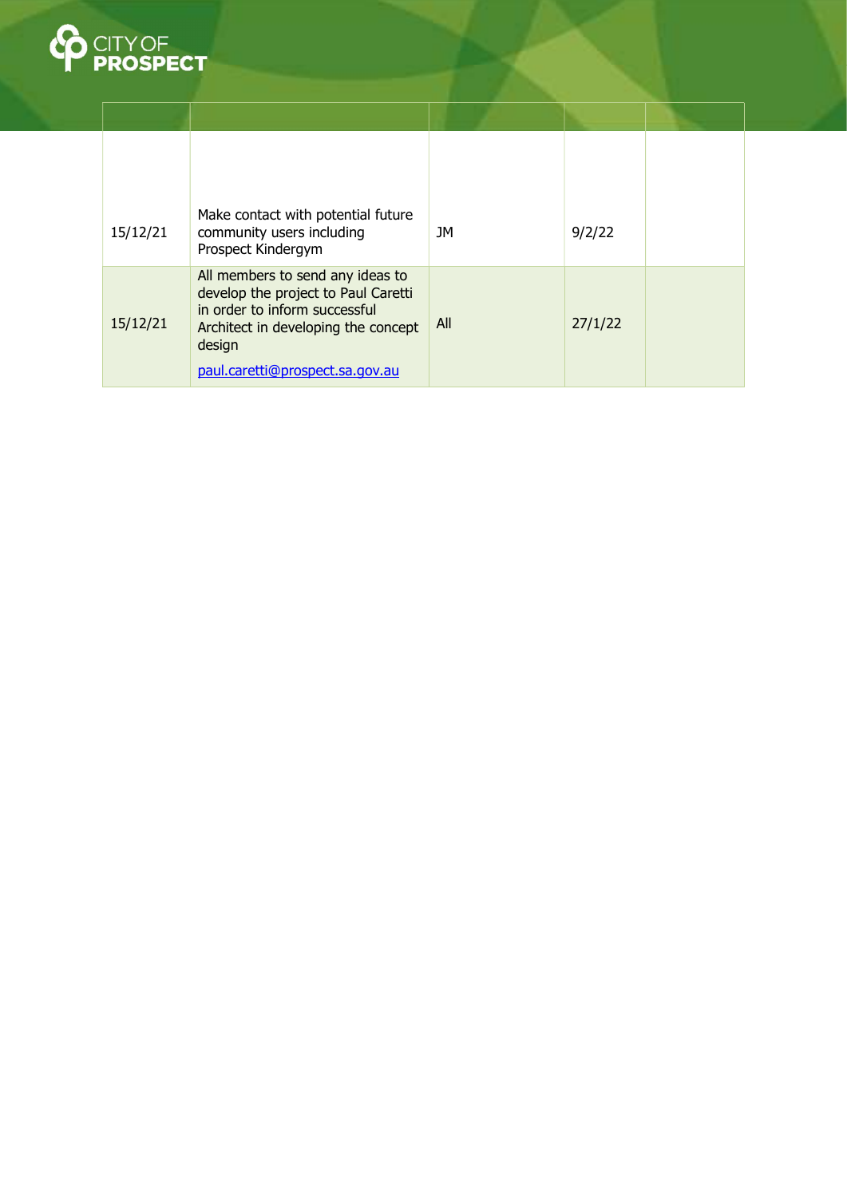| | | | | |
|---|---|---|---|---|
| 15/12/21 | Make contact with potential future community users including Prospect Kindergym | JM | 9/2/22 | |
| 15/12/21 | All members to send any ideas to develop the project to Paul Caretti in order to inform successful Architect in developing the concept design<br><br>paul.caretti@prospect.sa.gov.au | All | 27/1/22 | |